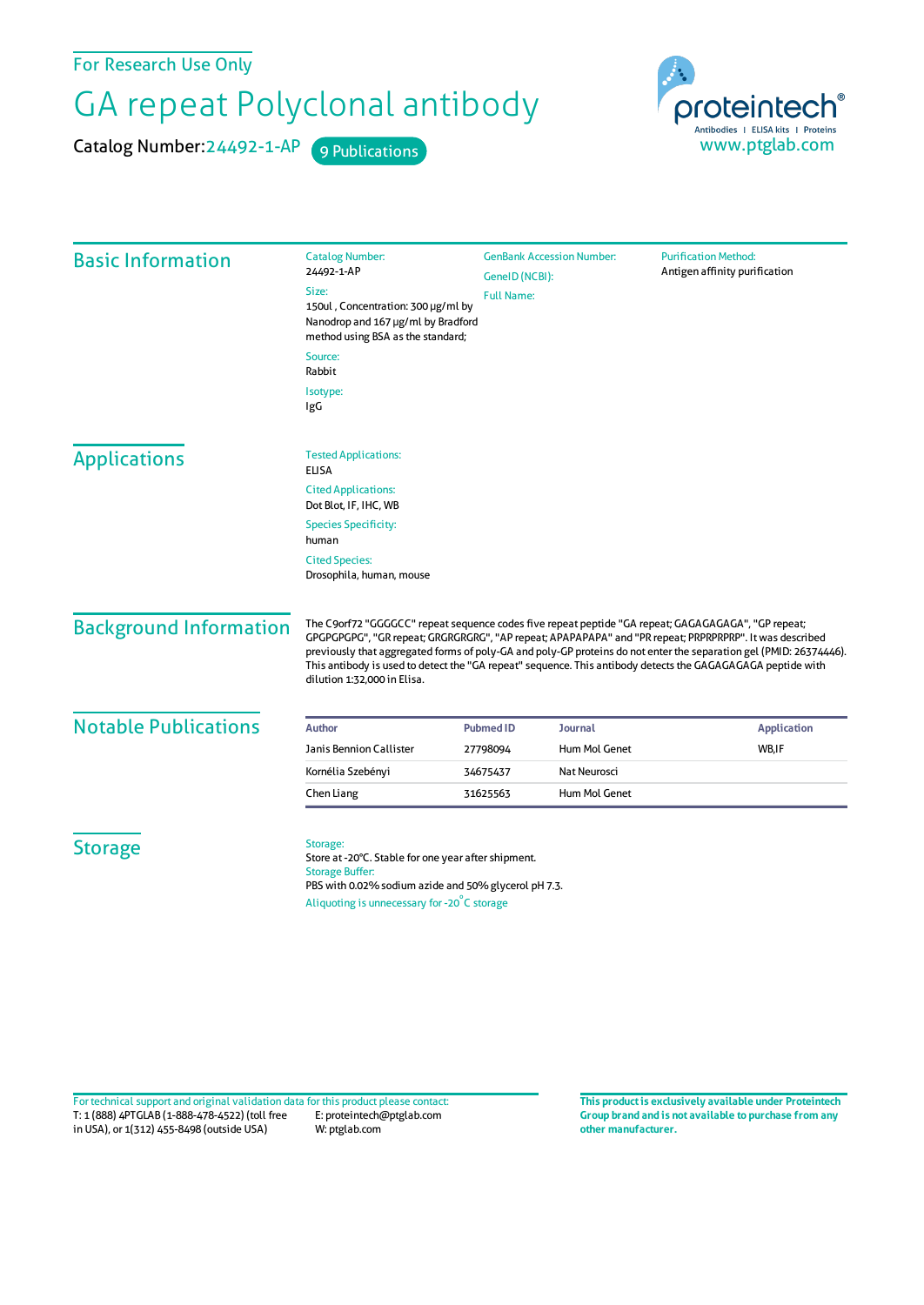For Research Use Only

# GA repeat Polyclonal antibody

Catalog Number: 24492-1-AP    9 Publications

proteintech®
Antibodies | ELISA kits | Proteins
www.ptglab.com

## Basic Information

Catalog Number:
24492-1-AP

Size:
150ul , Concentration: 300 μg/ml by Nanodrop and 167 μg/ml by Bradford method using BSA as the standard;

Source:
Rabbit

Isotype:
IgG

GenBank Accession Number:

GeneID (NCBI):

Full Name:

Purification Method:
Antigen affinity purification

## Applications

Tested Applications:
ELISA

Cited Applications:
Dot Blot, IF, IHC, WB

Species Specificity:
human

Cited Species:
Drosophila, human, mouse

## Background Information

The C9orf72 "GGGGCC" repeat sequence codes five repeat peptide "GA repeat; GAGAGAGAGA", "GP repeat; GPGPGPGPG", "GR repeat; GRGRGRGRG", "AP repeat; APAPAPAPA" and "PR repeat; PRPRPRPRP". It was described previously that aggregated forms of poly-GA and poly-GP proteins do not enter the separation gel (PMID: 26374446). This antibody is used to detect the "GA repeat" sequence. This antibody detects the GAGAGAGAGA peptide with dilution 1:32,000 in Elisa.

## Notable Publications

| Author | Pubmed ID | Journal | Application |
|---|---|---|---|
| Janis Bennion Callister | 27798094 | Hum Mol Genet | WB,IF |
| Kornélia Szebényi | 34675437 | Nat Neurosci | |
| Chen Liang | 31625563 | Hum Mol Genet | |

## Storage

Storage:
Store at -20°C. Stable for one year after shipment.

Storage Buffer:
PBS with 0.02% sodium azide and 50% glycerol pH 7.3.

Aliquoting is unnecessary for -20°C storage

For technical support and original validation data for this product please contact:
T: 1 (888) 4PTGLAB (1-888-478-4522) (toll free in USA), or 1(312) 455-8498 (outside USA)
E: proteintech@ptglab.com
W: ptglab.com

**This product is exclusively available under Proteintech Group brand and is not available to purchase from any other manufacturer.**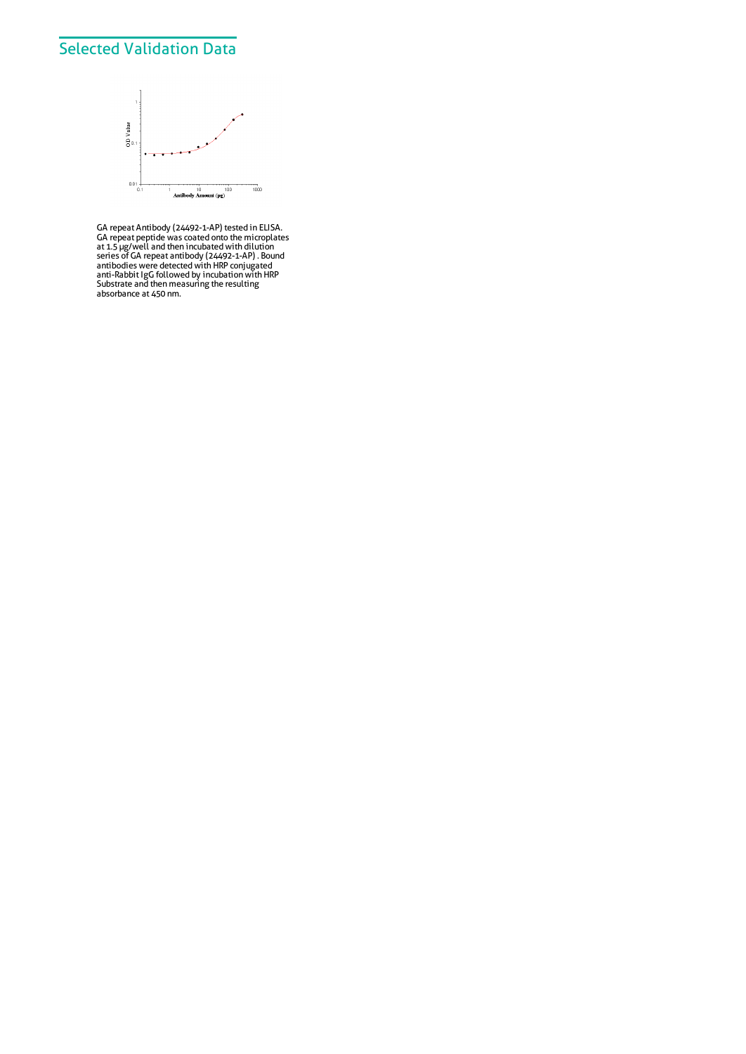## Selected Validation Data

OD Value

1

0.1

0.01

0.1

1

10

100

1000

Antibody Amount (pg)

GA repeat Antibody (24492-1-AP) tested in ELISA. GA repeat peptide was coated onto the microplates at 1.5 μg/well and then incubated with dilution series of GA repeat antibody (24492-1-AP) . Bound antibodies were detected with HRP conjugated anti-Rabbit IgG followed by incubation with HRP Substrate and then measuring the resulting absorbance at 450 nm.